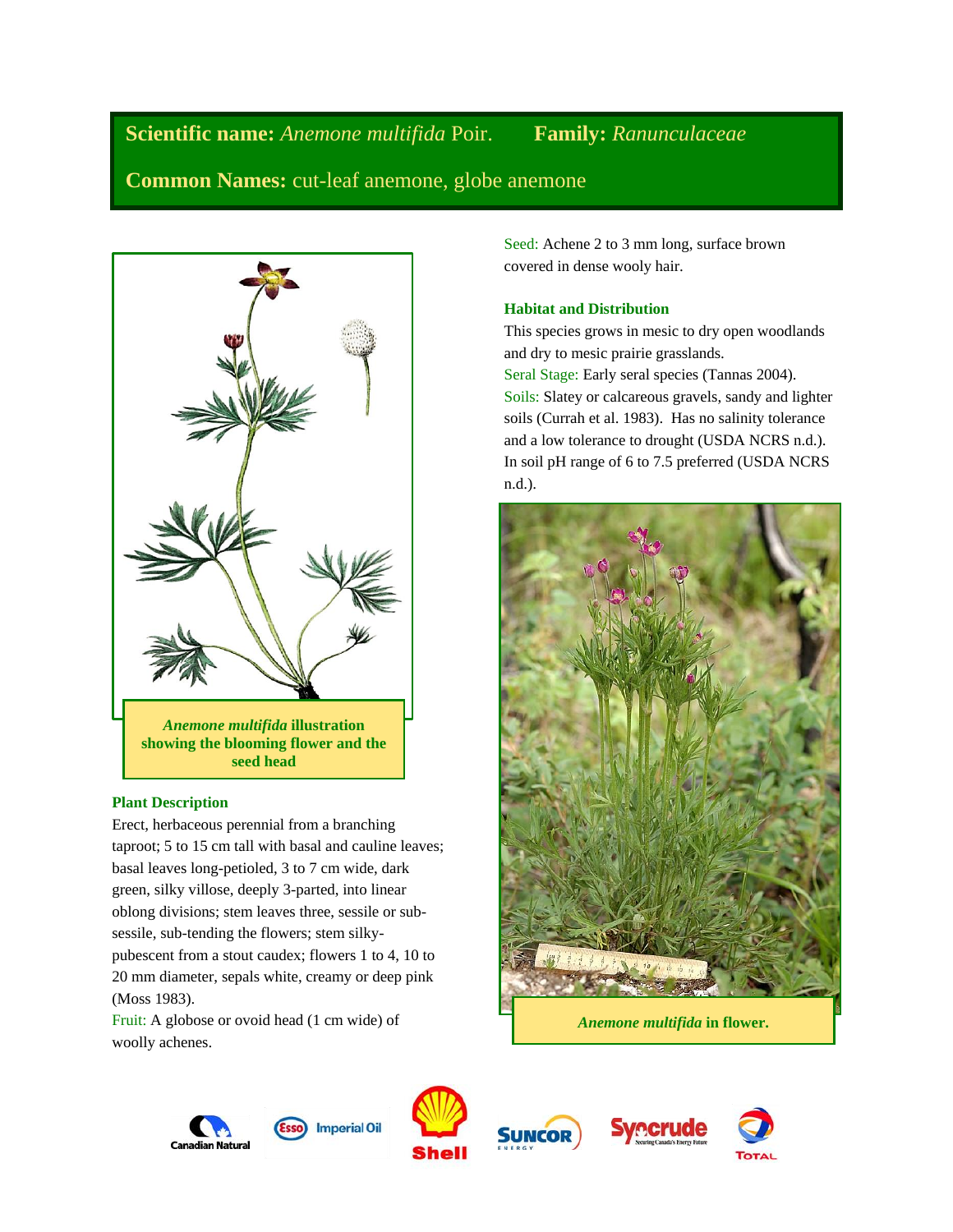**Scientific name:** *Anemone multifida* Poir. **Family:** *Ranunculaceae*

**Common Names:** cut-leaf anemone, globe anemone

***Anemone multifida* illustration showing the blooming flower and the seed head**

### Plant Description

Erect, herbaceous perennial from a branching taproot; 5 to 15 cm tall with basal and cauline leaves; basal leaves long-petioled, 3 to 7 cm wide, dark green, silky villose, deeply 3-parted, into linear oblong divisions; stem leaves three, sessile or sub-sessile, sub-tending the flowers; stem silky-pubescent from a stout caudex; flowers 1 to 4, 10 to 20 mm diameter, sepals white, creamy or deep pink (Moss 1983).

Fruit: A globose or ovoid head (1 cm wide) of woolly achenes.

Seed: Achene 2 to 3 mm long, surface brown covered in dense wooly hair.

### Habitat and Distribution

This species grows in mesic to dry open woodlands and dry to mesic prairie grasslands.

Seral Stage: Early seral species (Tannas 2004).

Soils: Slatey or calcareous gravels, sandy and lighter soils (Currah et al. 1983). Has no salinity tolerance and a low tolerance to drought (USDA NCRS n.d.). In soil pH range of 6 to 7.5 preferred (USDA NCRS n.d.).

***Anemone multifida* in flower.**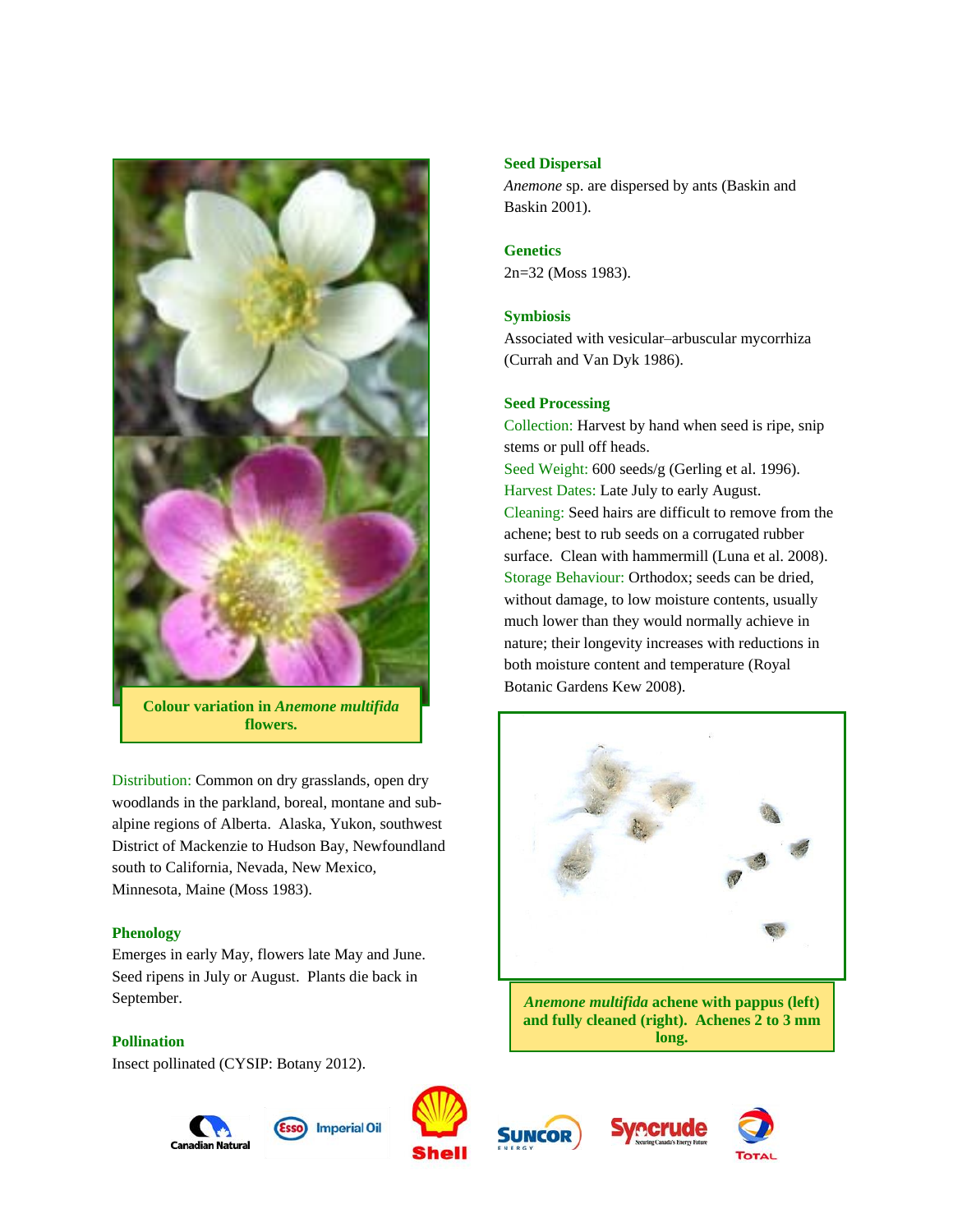Colour variation in *Anemone multifida* flowers.

Distribution: Common on dry grasslands, open dry woodlands in the parkland, boreal, montane and sub-alpine regions of Alberta. Alaska, Yukon, southwest District of Mackenzie to Hudson Bay, Newfoundland south to California, Nevada, New Mexico, Minnesota, Maine (Moss 1983).

### Phenology

Emerges in early May, flowers late May and June. Seed ripens in July or August. Plants die back in September.

### Pollination

Insect pollinated (CYSIP: Botany 2012).

### Seed Dispersal

*Anemone* sp. are dispersed by ants (Baskin and Baskin 2001).

### Genetics

2n=32 (Moss 1983).

### Symbiosis

Associated with vesicular–arbuscular mycorrhiza (Currah and Van Dyk 1986).

### Seed Processing

Collection: Harvest by hand when seed is ripe, snip stems or pull off heads.
Seed Weight: 600 seeds/g (Gerling et al. 1996).
Harvest Dates: Late July to early August.
Cleaning: Seed hairs are difficult to remove from the achene; best to rub seeds on a corrugated rubber surface. Clean with hammermill (Luna et al. 2008).
Storage Behaviour: Orthodox; seeds can be dried, without damage, to low moisture contents, usually much lower than they would normally achieve in nature; their longevity increases with reductions in both moisture content and temperature (Royal Botanic Gardens Kew 2008).

***Anemone multifida*** **achene with pappus (left) and fully cleaned (right). Achenes 2 to 3 mm long.**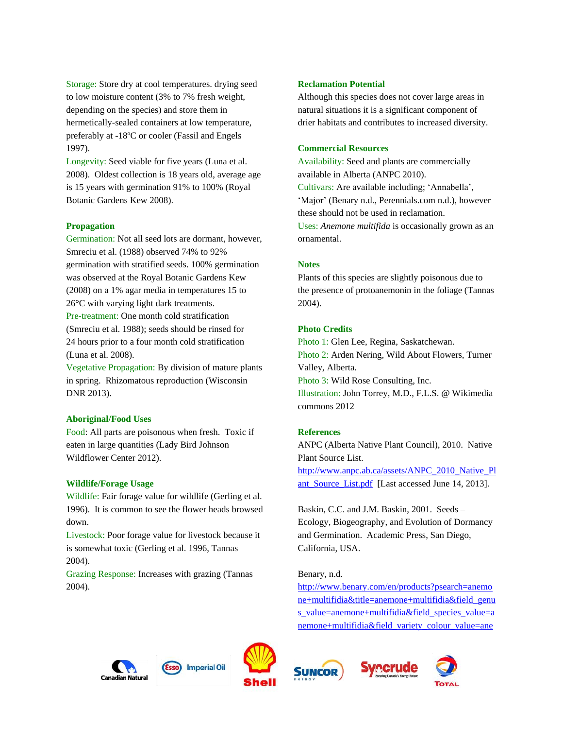Storage: Store dry at cool temperatures. drying seed to low moisture content (3% to 7% fresh weight, depending on the species) and store them in hermetically-sealed containers at low temperature, preferably at -18ºC or cooler (Fassil and Engels 1997).

Longevity: Seed viable for five years (Luna et al. 2008). Oldest collection is 18 years old, average age is 15 years with germination 91% to 100% (Royal Botanic Gardens Kew 2008).

## Propagation

Germination: Not all seed lots are dormant, however, Smreciu et al. (1988) observed 74% to 92% germination with stratified seeds. 100% germination was observed at the Royal Botanic Gardens Kew (2008) on a 1% agar media in temperatures 15 to 26°C with varying light dark treatments.

Pre-treatment: One month cold stratification (Smreciu et al. 1988); seeds should be rinsed for 24 hours prior to a four month cold stratification (Luna et al. 2008).

Vegetative Propagation: By division of mature plants in spring. Rhizomatous reproduction (Wisconsin DNR 2013).

## Aboriginal/Food Uses

Food: All parts are poisonous when fresh. Toxic if eaten in large quantities (Lady Bird Johnson Wildflower Center 2012).

## Wildlife/Forage Usage

Wildlife: Fair forage value for wildlife (Gerling et al. 1996). It is common to see the flower heads browsed down.

Livestock: Poor forage value for livestock because it is somewhat toxic (Gerling et al. 1996, Tannas 2004).

Grazing Response: Increases with grazing (Tannas 2004).

## Reclamation Potential

Although this species does not cover large areas in natural situations it is a significant component of drier habitats and contributes to increased diversity.

## Commercial Resources

Availability: Seed and plants are commercially available in Alberta (ANPC 2010).

Cultivars: Are available including; 'Annabella', 'Major' (Benary n.d., Perennials.com n.d.), however these should not be used in reclamation.

Uses: *Anemone multifida* is occasionally grown as an ornamental.

## Notes

Plants of this species are slightly poisonous due to the presence of protoanemonin in the foliage (Tannas 2004).

## Photo Credits

Photo 1: Glen Lee, Regina, Saskatchewan.

Photo 2: Arden Nering, Wild About Flowers, Turner Valley, Alberta.

Photo 3: Wild Rose Consulting, Inc.

Illustration: John Torrey, M.D., F.L.S. @ Wikimedia commons 2012

## References

ANPC (Alberta Native Plant Council), 2010. Native Plant Source List. http://www.anpc.ab.ca/assets/ANPC_2010_Native_Plant_Source_List.pdf [Last accessed June 14, 2013].

Baskin, C.C. and J.M. Baskin, 2001. Seeds – Ecology, Biogeography, and Evolution of Dormancy and Germination. Academic Press, San Diego, California, USA.

Benary, n.d. http://www.benary.com/en/products?psearch=anemone+multifidia&title=anemone+multifidia&field_genus_value=anemone+multifidia&field_species_value=anemone+multifidia&field_variety_colour_value=ane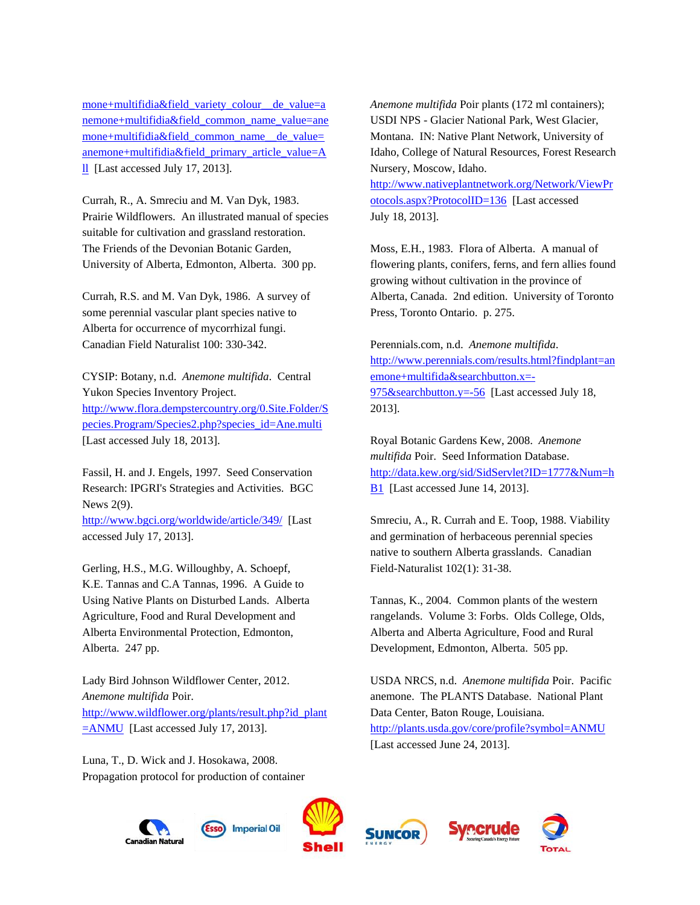mone+multifidia&field_variety_colour__de_value=anemone+multifidia&field_common_name_value=anemone+multifidia&field_common_name__de_value=anemone+multifidia&field_primary_article_value=All [Last accessed July 17, 2013].

Currah, R., A. Smreciu and M. Van Dyk, 1983. Prairie Wildflowers. An illustrated manual of species suitable for cultivation and grassland restoration. The Friends of the Devonian Botanic Garden, University of Alberta, Edmonton, Alberta. 300 pp.

Currah, R.S. and M. Van Dyk, 1986. A survey of some perennial vascular plant species native to Alberta for occurrence of mycorrhizal fungi. Canadian Field Naturalist 100: 330-342.

CYSIP: Botany, n.d. *Anemone multifida*. Central Yukon Species Inventory Project. http://www.flora.dempstercountry.org/0.Site.Folder/Species.Program/Species2.php?species_id=Ane.multi [Last accessed July 18, 2013].

Fassil, H. and J. Engels, 1997. Seed Conservation Research: IPGRI's Strategies and Activities. BGC News 2(9). http://www.bgci.org/worldwide/article/349/ [Last accessed July 17, 2013].

Gerling, H.S., M.G. Willoughby, A. Schoepf, K.E. Tannas and C.A Tannas, 1996. A Guide to Using Native Plants on Disturbed Lands. Alberta Agriculture, Food and Rural Development and Alberta Environmental Protection, Edmonton, Alberta. 247 pp.

Lady Bird Johnson Wildflower Center, 2012. *Anemone multifida* Poir. http://www.wildflower.org/plants/result.php?id_plant=ANMU [Last accessed July 17, 2013].

Luna, T., D. Wick and J. Hosokawa, 2008. Propagation protocol for production of container *Anemone multifida* Poir plants (172 ml containers); USDI NPS - Glacier National Park, West Glacier, Montana. IN: Native Plant Network, University of Idaho, College of Natural Resources, Forest Research Nursery, Moscow, Idaho. http://www.nativeplantnetwork.org/Network/ViewProtocols.aspx?ProtocolID=136 [Last accessed July 18, 2013].

Moss, E.H., 1983. Flora of Alberta. A manual of flowering plants, conifers, ferns, and fern allies found growing without cultivation in the province of Alberta, Canada. 2nd edition. University of Toronto Press, Toronto Ontario. p. 275.

Perennials.com, n.d. *Anemone multifida*. http://www.perennials.com/results.html?findplant=anemone+multifida&searchbutton.x=-975&searchbutton.y=-56 [Last accessed July 18, 2013].

Royal Botanic Gardens Kew, 2008. *Anemone multifida* Poir. Seed Information Database. http://data.kew.org/sid/SidServlet?ID=1777&Num=hB1 [Last accessed June 14, 2013].

Smreciu, A., R. Currah and E. Toop, 1988. Viability and germination of herbaceous perennial species native to southern Alberta grasslands. Canadian Field-Naturalist 102(1): 31-38.

Tannas, K., 2004. Common plants of the western rangelands. Volume 3: Forbs. Olds College, Olds, Alberta and Alberta Agriculture, Food and Rural Development, Edmonton, Alberta. 505 pp.

USDA NRCS, n.d. *Anemone multifida* Poir. Pacific anemone. The PLANTS Database. National Plant Data Center, Baton Rouge, Louisiana. http://plants.usda.gov/core/profile?symbol=ANMU [Last accessed June 24, 2013].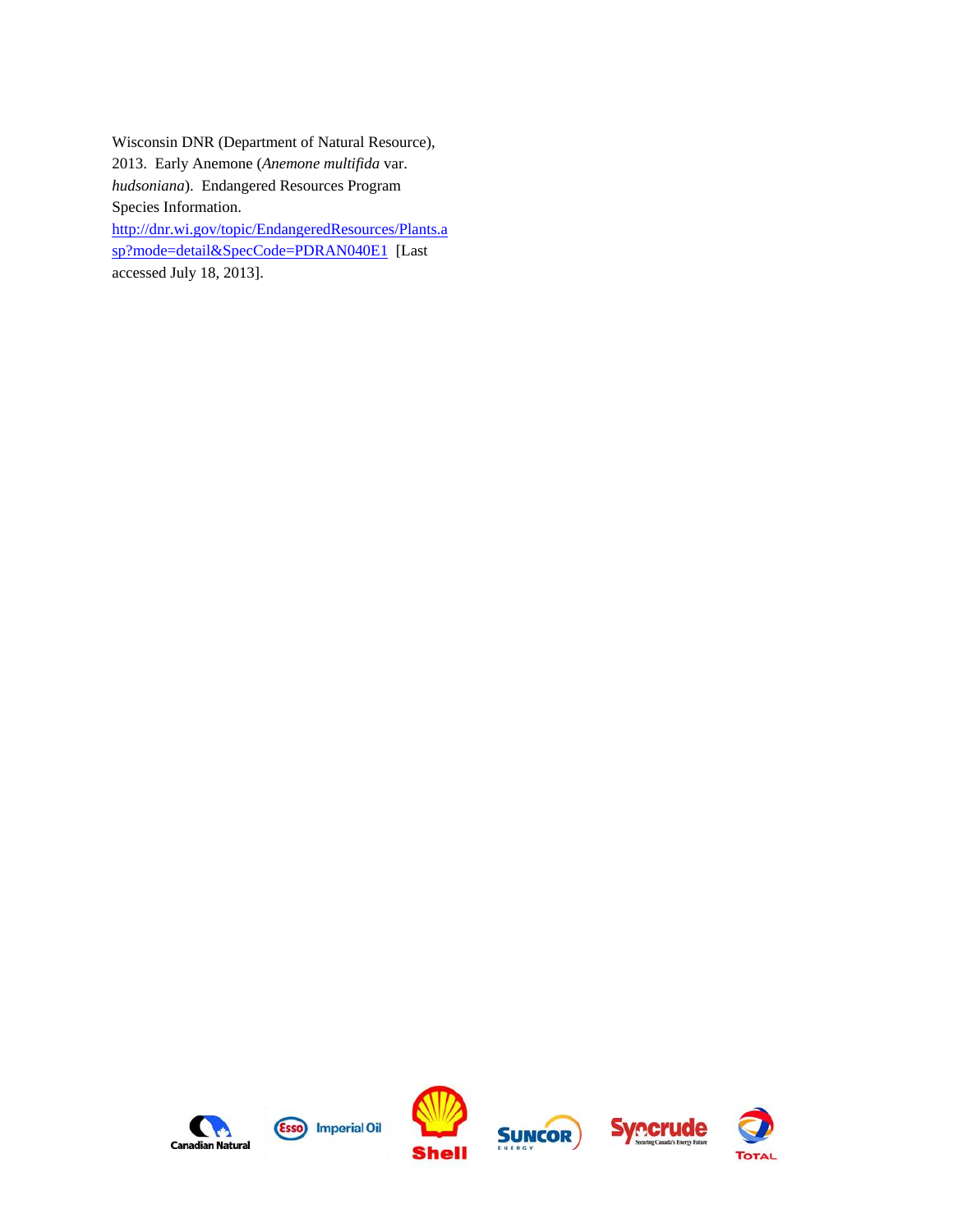Wisconsin DNR (Department of Natural Resource), 2013. Early Anemone (*Anemone multifida* var. *hudsoniana*). Endangered Resources Program Species Information. http://dnr.wi.gov/topic/EndangeredResources/Plants.asp?mode=detail&SpecCode=PDRAN040E1 [Last accessed July 18, 2013].